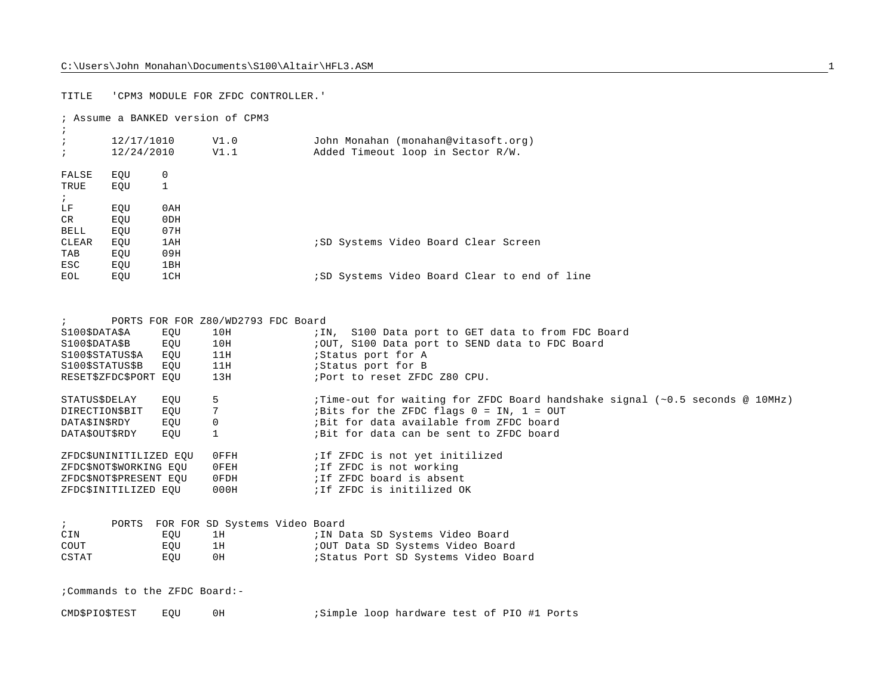```
TITLE   'CPM3 MODULE FOR ZFDC CONTROLLER.'

; Assume a BANKED version of CPM3
;
;       12/17/1010      V1.0            John Monahan (monahan@vitasoft.org)
;       12/24/2010      V1.1            Added Timeout loop in Sector R/W.

FALSE   EQU     0
TRUE    EQU     1
;
LF      EQU     0AH
CR      EQU     0DH
BELL    EQU     07H
CLEAR   EQU     1AH                     ;SD Systems Video Board Clear Screen
TAB     EQU     09H
ESC     EQU     1BH
EOL     EQU     1CH                     ;SD Systems Video Board Clear to end of line



;       PORTS FOR FOR Z80/WD2793 FDC Board
S100$DATA$A     EQU     10H             ;IN,  S100 Data port to GET data to from FDC Board
S100$DATA$B     EQU     10H             ;OUT, S100 Data port to SEND data to FDC Board
S100$STATUS$A   EQU     11H             ;Status port for A
S100$STATUS$B   EQU     11H             ;Status port for B
RESET$ZFDC$PORT EQU     13H             ;Port to reset ZFDC Z80 CPU.

STATUS$DELAY    EQU     5               ;Time-out for waiting for ZFDC Board handshake signal (~0.5 seconds @ 10MHz)
DIRECTION$BIT   EQU     7               ;Bits for the ZFDC flags 0 = IN, 1 = OUT
DATA$IN$RDY     EQU     0               ;Bit for data available from ZFDC board
DATA$OUT$RDY    EQU     1               ;Bit for data can be sent to ZFDC board

ZFDC$UNINITILIZED EQU   0FFH            ;If ZFDC is not yet initilized
ZFDC$NOT$WORKING EQU    0FEH            ;If ZFDC is not working
ZFDC$NOT$PRESENT EQU    0FDH            ;If ZFDC board is absent
ZFDC$INITILIZED EQU     000H            ;If ZFDC is initilized OK


;       PORTS  FOR FOR SD Systems Video Board
CIN             EQU     1H              ;IN Data SD Systems Video Board
COUT            EQU     1H              ;OUT Data SD Systems Video Board
CSTAT           EQU     0H              ;Status Port SD Systems Video Board


;Commands to the ZFDC Board:-

CMD$PIO$TEST    EQU     0H              ;Simple loop hardware test of PIO #1 Ports
```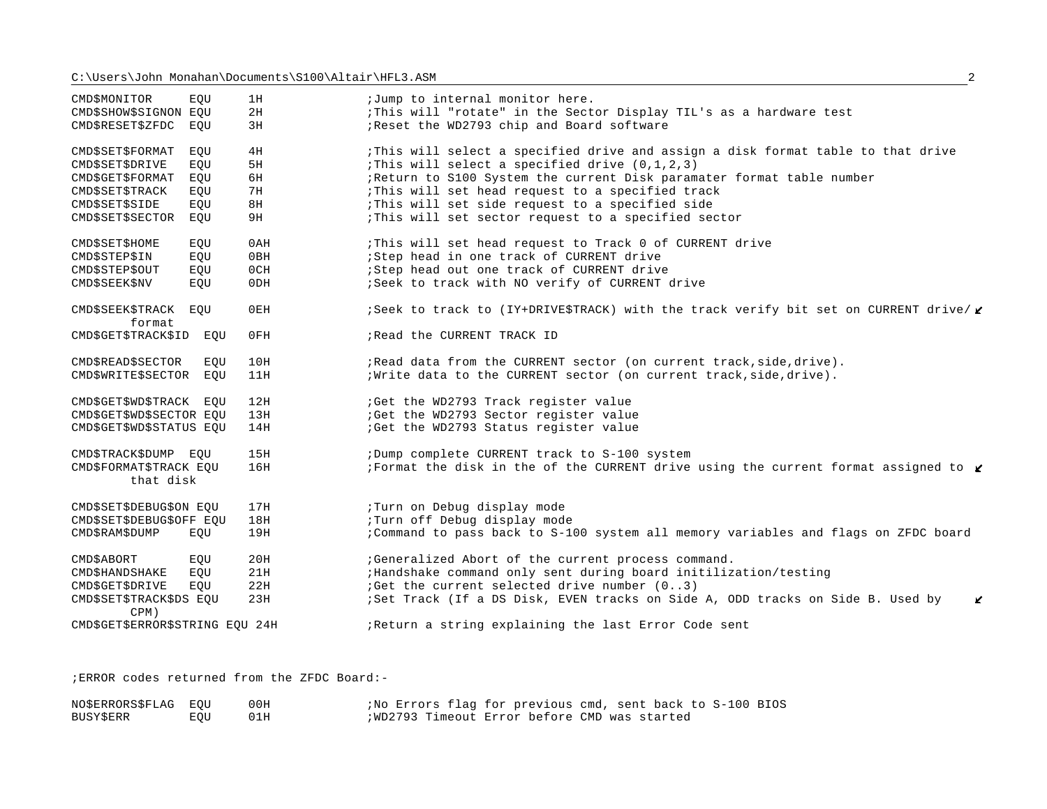```
CMD$MONITOR     EQU     1H              ;Jump to internal monitor here.
CMD$SHOW$SIGNON EQU     2H              ;This will "rotate" in the Sector Display TIL's as a hardware test
CMD$RESET$ZFDC  EQU     3H              ;Reset the WD2793 chip and Board software

CMD$SET$FORMAT  EQU     4H              ;This will select a specified drive and assign a disk format table to that drive
CMD$SET$DRIVE   EQU     5H              ;This will select a specified drive (0,1,2,3)
CMD$GET$FORMAT  EQU     6H              ;Return to S100 System the current Disk paramater format table number
CMD$SET$TRACK   EQU     7H              ;This will set head request to a specified track
CMD$SET$SIDE    EQU     8H              ;This will set side request to a specified side
CMD$SET$SECTOR  EQU     9H              ;This will set sector request to a specified sector

CMD$SET$HOME    EQU     0AH             ;This will set head request to Track 0 of CURRENT drive
CMD$STEP$IN     EQU     0BH             ;Step head in one track of CURRENT drive
CMD$STEP$OUT    EQU     0CH             ;Step head out one track of CURRENT drive
CMD$SEEK$NV     EQU     0DH             ;Seek to track with NO verify of CURRENT drive

CMD$SEEK$TRACK  EQU     0EH             ;Seek to track to (IY+DRIVE$TRACK) with the track verify bit set on CURRENT drive/
        format
CMD$GET$TRACK$ID  EQU   0FH             ;Read the CURRENT TRACK ID

CMD$READ$SECTOR   EQU   10H             ;Read data from the CURRENT sector (on current track,side,drive).
CMD$WRITE$SECTOR  EQU   11H             ;Write data to the CURRENT sector (on current track,side,drive).

CMD$GET$WD$TRACK  EQU   12H             ;Get the WD2793 Track register value
CMD$GET$WD$SECTOR EQU   13H             ;Get the WD2793 Sector register value
CMD$GET$WD$STATUS EQU   14H             ;Get the WD2793 Status register value

CMD$TRACK$DUMP  EQU     15H             ;Dump complete CURRENT track to S-100 system
CMD$FORMAT$TRACK EQU    16H             ;Format the disk in the of the CURRENT drive using the current format assigned to
        that disk

CMD$SET$DEBUG$ON EQU    17H             ;Turn on Debug display mode
CMD$SET$DEBUG$OFF EQU   18H             ;Turn off Debug display mode
CMD$RAM$DUMP    EQU     19H             ;Command to pass back to S-100 system all memory variables and flags on ZFDC board

CMD$ABORT       EQU     20H             ;Generalized Abort of the current process command.
CMD$HANDSHAKE   EQU     21H             ;Handshake command only sent during board initilization/testing
CMD$GET$DRIVE   EQU     22H             ;Get the current selected drive number (0..3)
CMD$SET$TRACK$DS EQU    23H             ;Set Track (If a DS Disk, EVEN tracks on Side A, ODD tracks on Side B. Used by
        CPM)
CMD$GET$ERROR$STRING EQU 24H            ;Return a string explaining the last Error Code sent


;ERROR codes returned from the ZFDC Board:-

NO$ERRORS$FLAG  EQU     00H             ;No Errors flag for previous cmd, sent back to S-100 BIOS
BUSY$ERR        EQU     01H             ;WD2793 Timeout Error before CMD was started
```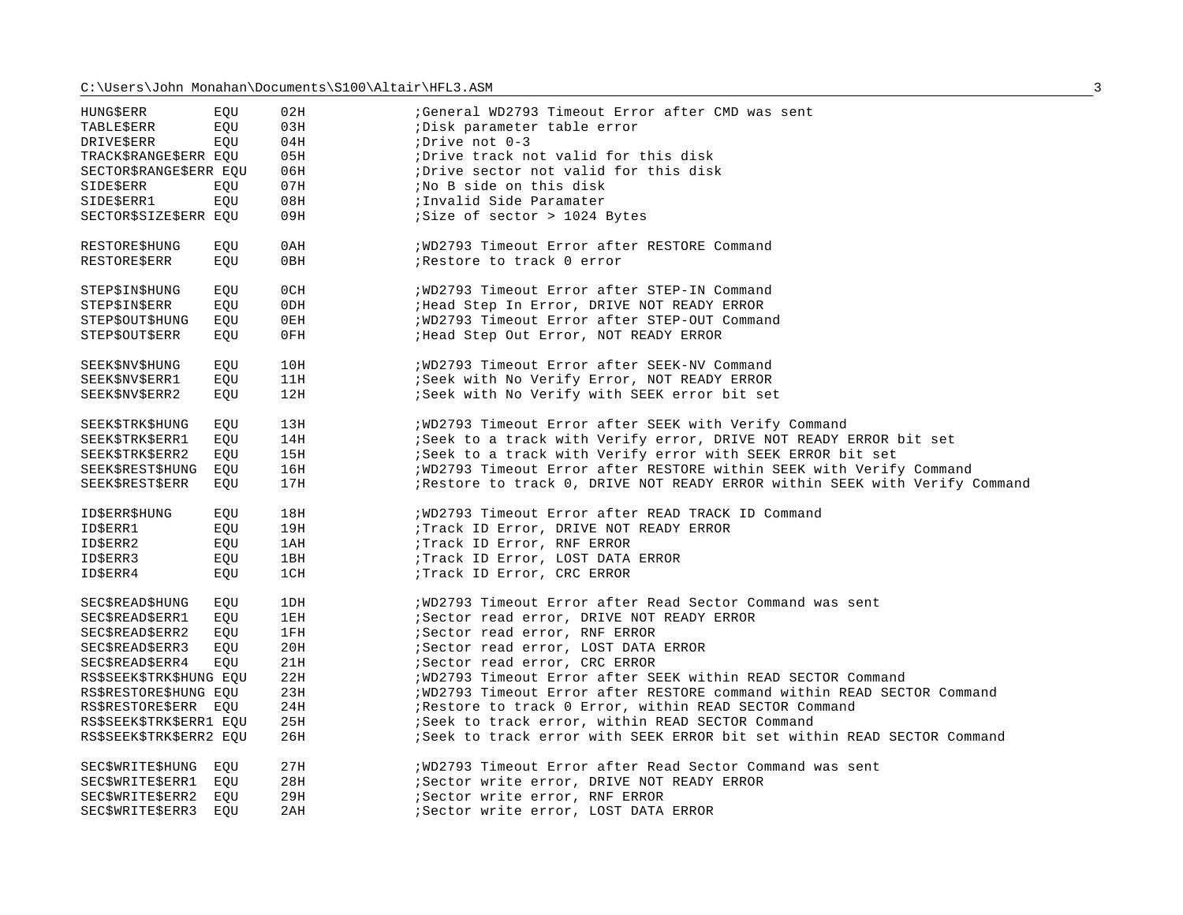```
HUNG$ERR        EQU     02H             ;General WD2793 Timeout Error after CMD was sent
TABLE$ERR       EQU     03H             ;Disk parameter table error
DRIVE$ERR       EQU     04H             ;Drive not 0-3
TRACK$RANGE$ERR EQU     05H             ;Drive track not valid for this disk
SECTOR$RANGE$ERR EQU    06H             ;Drive sector not valid for this disk
SIDE$ERR        EQU     07H             ;No B side on this disk
SIDE$ERR1       EQU     08H             ;Invalid Side Paramater
SECTOR$SIZE$ERR EQU     09H             ;Size of sector > 1024 Bytes

RESTORE$HUNG    EQU     0AH             ;WD2793 Timeout Error after RESTORE Command
RESTORE$ERR     EQU     0BH             ;Restore to track 0 error

STEP$IN$HUNG    EQU     0CH             ;WD2793 Timeout Error after STEP-IN Command
STEP$IN$ERR     EQU     0DH             ;Head Step In Error, DRIVE NOT READY ERROR
STEP$OUT$HUNG   EQU     0EH             ;WD2793 Timeout Error after STEP-OUT Command
STEP$OUT$ERR    EQU     0FH             ;Head Step Out Error, NOT READY ERROR

SEEK$NV$HUNG    EQU     10H             ;WD2793 Timeout Error after SEEK-NV Command
SEEK$NV$ERR1    EQU     11H             ;Seek with No Verify Error, NOT READY ERROR
SEEK$NV$ERR2    EQU     12H             ;Seek with No Verify with SEEK error bit set

SEEK$TRK$HUNG   EQU     13H             ;WD2793 Timeout Error after SEEK with Verify Command
SEEK$TRK$ERR1   EQU     14H             ;Seek to a track with Verify error, DRIVE NOT READY ERROR bit set
SEEK$TRK$ERR2   EQU     15H             ;Seek to a track with Verify error with SEEK ERROR bit set
SEEK$REST$HUNG  EQU     16H             ;WD2793 Timeout Error after RESTORE within SEEK with Verify Command
SEEK$REST$ERR   EQU     17H             ;Restore to track 0, DRIVE NOT READY ERROR within SEEK with Verify Command

ID$ERR$HUNG     EQU     18H             ;WD2793 Timeout Error after READ TRACK ID Command
ID$ERR1         EQU     19H             ;Track ID Error, DRIVE NOT READY ERROR
ID$ERR2         EQU     1AH             ;Track ID Error, RNF ERROR
ID$ERR3         EQU     1BH             ;Track ID Error, LOST DATA ERROR
ID$ERR4         EQU     1CH             ;Track ID Error, CRC ERROR

SEC$READ$HUNG   EQU     1DH             ;WD2793 Timeout Error after Read Sector Command was sent
SEC$READ$ERR1   EQU     1EH             ;Sector read error, DRIVE NOT READY ERROR
SEC$READ$ERR2   EQU     1FH             ;Sector read error, RNF ERROR
SEC$READ$ERR3   EQU     20H             ;Sector read error, LOST DATA ERROR
SEC$READ$ERR4   EQU     21H             ;Sector read error, CRC ERROR
RS$SEEK$TRK$HUNG EQU    22H             ;WD2793 Timeout Error after SEEK within READ SECTOR Command
RS$RESTORE$HUNG EQU     23H             ;WD2793 Timeout Error after RESTORE command within READ SECTOR Command
RS$RESTORE$ERR  EQU     24H             ;Restore to track 0 Error, within READ SECTOR Command
RS$SEEK$TRK$ERR1 EQU    25H             ;Seek to track error, within READ SECTOR Command
RS$SEEK$TRK$ERR2 EQU    26H             ;Seek to track error with SEEK ERROR bit set within READ SECTOR Command

SEC$WRITE$HUNG  EQU     27H             ;WD2793 Timeout Error after Read Sector Command was sent
SEC$WRITE$ERR1  EQU     28H             ;Sector write error, DRIVE NOT READY ERROR
SEC$WRITE$ERR2  EQU     29H             ;Sector write error, RNF ERROR
SEC$WRITE$ERR3  EQU     2AH             ;Sector write error, LOST DATA ERROR
```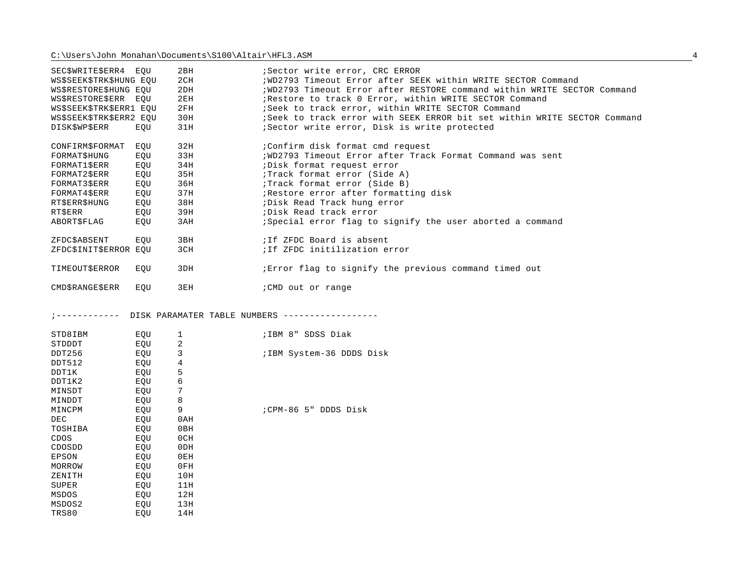```
SEC$WRITE$ERR4  EQU     2BH             ;Sector write error, CRC ERROR
WS$SEEK$TRK$HUNG EQU    2CH             ;WD2793 Timeout Error after SEEK within WRITE SECTOR Command
WS$RESTORE$HUNG EQU     2DH             ;WD2793 Timeout Error after RESTORE command within WRITE SECTOR Command
WS$RESTORE$ERR  EQU     2EH             ;Restore to track 0 Error, within WRITE SECTOR Command
WS$SEEK$TRK$ERR1 EQU    2FH             ;Seek to track error, within WRITE SECTOR Command
WS$SEEK$TRK$ERR2 EQU    30H             ;Seek to track error with SEEK ERROR bit set within WRITE SECTOR Command
DISK$WP$ERR     EQU     31H             ;Sector write error, Disk is write protected

CONFIRM$FORMAT  EQU     32H             ;Confirm disk format cmd request
FORMAT$HUNG     EQU     33H             ;WD2793 Timeout Error after Track Format Command was sent
FORMAT1$ERR     EQU     34H             ;Disk format request error
FORMAT2$ERR     EQU     35H             ;Track format error (Side A)
FORMAT3$ERR     EQU     36H             ;Track format error (Side B)
FORMAT4$ERR     EQU     37H             ;Restore error after formatting disk
RT$ERR$HUNG     EQU     38H             ;Disk Read Track hung error
RT$ERR          EQU     39H             ;Disk Read track error
ABORT$FLAG      EQU     3AH             ;Special error flag to signify the user aborted a command

ZFDC$ABSENT     EQU     3BH             ;If ZFDC Board is absent
ZFDC$INIT$ERROR EQU     3CH             ;If ZFDC initilization error

TIMEOUT$ERROR   EQU     3DH             ;Error flag to signify the previous command timed out

CMD$RANGE$ERR   EQU     3EH             ;CMD out or range


;------------  DISK PARAMATER TABLE NUMBERS ------------------

STD8IBM         EQU     1               ;IBM 8" SDSS Diak
STDDDT          EQU     2
DDT256          EQU     3               ;IBM System-36 DDDS Disk
DDT512          EQU     4
DDT1K           EQU     5
DDT1K2          EQU     6
MINSDT          EQU     7
MINDDT          EQU     8
MINCPM          EQU     9               ;CPM-86 5" DDDS Disk
DEC             EQU     0AH
TOSHIBA         EQU     0BH
CDOS            EQU     0CH
CDOSDD          EQU     0DH
EPSON           EQU     0EH
MORROW          EQU     0FH
ZENITH          EQU     10H
SUPER           EQU     11H
MSDOS           EQU     12H
MSDOS2          EQU     13H
TRS80           EQU     14H
```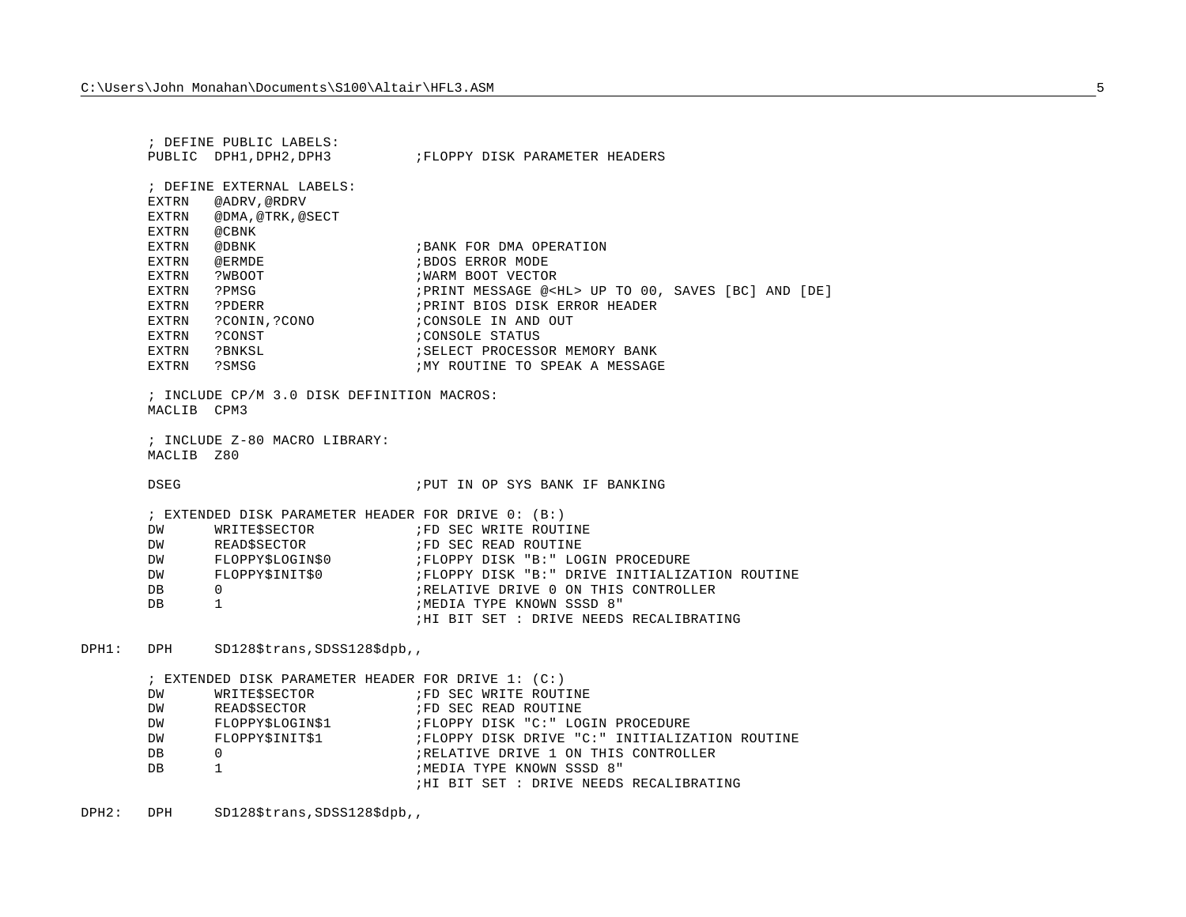```
        ; DEFINE PUBLIC LABELS:
        PUBLIC  DPH1,DPH2,DPH3          ;FLOPPY DISK PARAMETER HEADERS

        ; DEFINE EXTERNAL LABELS:
        EXTRN   @ADRV,@RDRV
        EXTRN   @DMA,@TRK,@SECT
        EXTRN   @CBNK
        EXTRN   @DBNK                   ;BANK FOR DMA OPERATION
        EXTRN   @ERMDE                  ;BDOS ERROR MODE
        EXTRN   ?WBOOT                  ;WARM BOOT VECTOR
        EXTRN   ?PMSG                   ;PRINT MESSAGE @<HL> UP TO 00, SAVES [BC] AND [DE]
        EXTRN   ?PDERR                  ;PRINT BIOS DISK ERROR HEADER
        EXTRN   ?CONIN,?CONO            ;CONSOLE IN AND OUT
        EXTRN   ?CONST                  ;CONSOLE STATUS
        EXTRN   ?BNKSL                  ;SELECT PROCESSOR MEMORY BANK
        EXTRN   ?SMSG                   ;MY ROUTINE TO SPEAK A MESSAGE

        ; INCLUDE CP/M 3.0 DISK DEFINITION MACROS:
        MACLIB  CPM3

        ; INCLUDE Z-80 MACRO LIBRARY:
        MACLIB  Z80

        DSEG                            ;PUT IN OP SYS BANK IF BANKING

        ; EXTENDED DISK PARAMETER HEADER FOR DRIVE 0: (B:)
        DW      WRITE$SECTOR            ;FD SEC WRITE ROUTINE
        DW      READ$SECTOR             ;FD SEC READ ROUTINE
        DW      FLOPPY$LOGIN$0          ;FLOPPY DISK "B:" LOGIN PROCEDURE
        DW      FLOPPY$INIT$0           ;FLOPPY DISK "B:" DRIVE INITIALIZATION ROUTINE
        DB      0                       ;RELATIVE DRIVE 0 ON THIS CONTROLLER
        DB      1                       ;MEDIA TYPE KNOWN SSSD 8"
                                        ;HI BIT SET : DRIVE NEEDS RECALIBRATING

DPH1:   DPH     SD128$trans,SDSS128$dpb,,

        ; EXTENDED DISK PARAMETER HEADER FOR DRIVE 1: (C:)
        DW      WRITE$SECTOR            ;FD SEC WRITE ROUTINE
        DW      READ$SECTOR             ;FD SEC READ ROUTINE
        DW      FLOPPY$LOGIN$1          ;FLOPPY DISK "C:" LOGIN PROCEDURE
        DW      FLOPPY$INIT$1           ;FLOPPY DISK DRIVE "C:" INITIALIZATION ROUTINE
        DB      0                       ;RELATIVE DRIVE 1 ON THIS CONTROLLER
        DB      1                       ;MEDIA TYPE KNOWN SSSD 8"
                                        ;HI BIT SET : DRIVE NEEDS RECALIBRATING

DPH2:   DPH     SD128$trans,SDSS128$dpb,,
```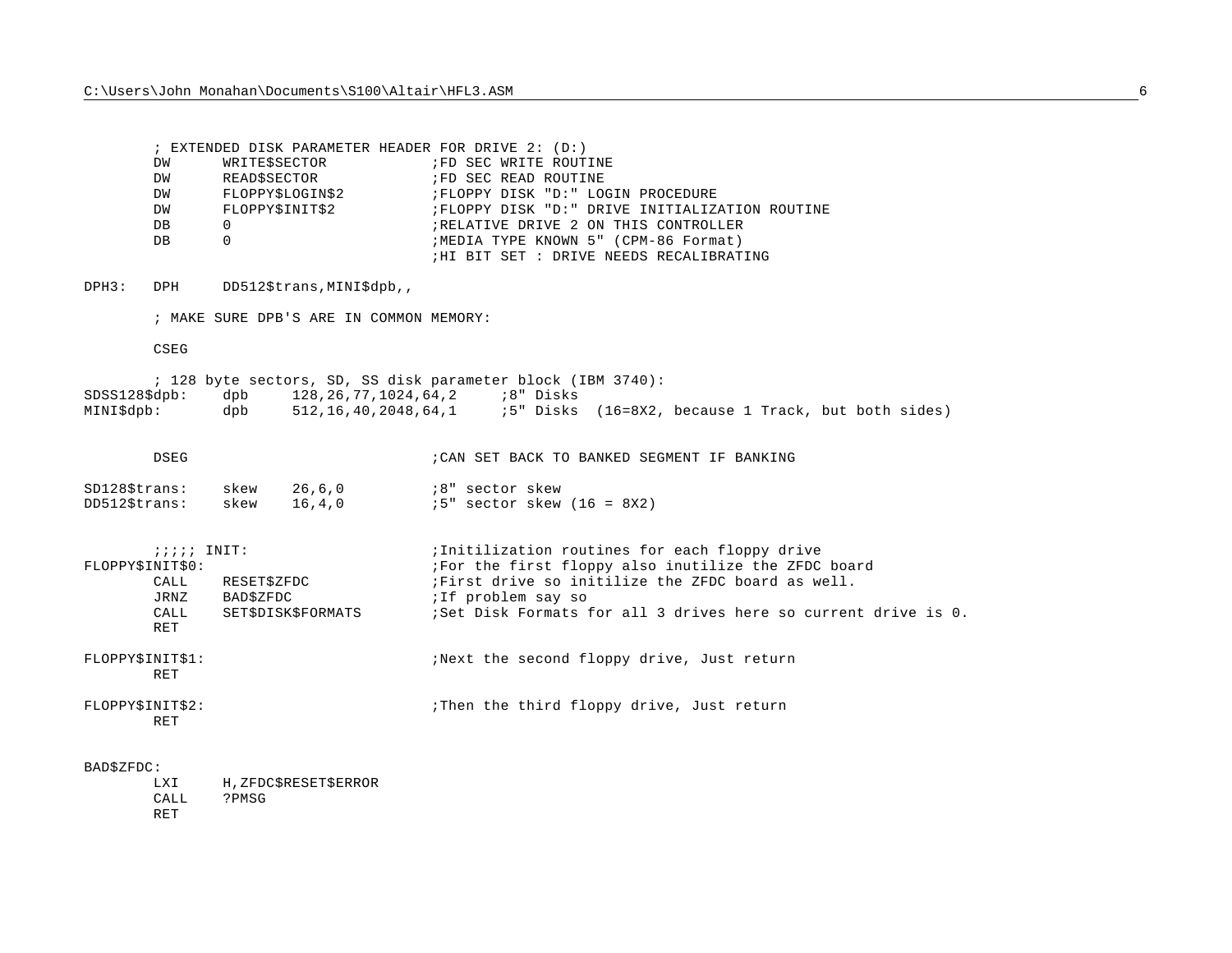```
        ; EXTENDED DISK PARAMETER HEADER FOR DRIVE 2: (D:)
        DW      WRITE$SECTOR            ;FD SEC WRITE ROUTINE
        DW      READ$SECTOR             ;FD SEC READ ROUTINE
        DW      FLOPPY$LOGIN$2          ;FLOPPY DISK "D:" LOGIN PROCEDURE
        DW      FLOPPY$INIT$2           ;FLOPPY DISK "D:" DRIVE INITIALIZATION ROUTINE
        DB      0                       ;RELATIVE DRIVE 2 ON THIS CONTROLLER
        DB      0                       ;MEDIA TYPE KNOWN 5" (CPM-86 Format)
                                        ;HI BIT SET : DRIVE NEEDS RECALIBRATING

DPH3:   DPH     DD512$trans,MINI$dpb,,

        ; MAKE SURE DPB'S ARE IN COMMON MEMORY:

        CSEG

        ; 128 byte sectors, SD, SS disk parameter block (IBM 3740):
SDSS128$dpb:    dpb     128,26,77,1024,64,2     ;8" Disks
MINI$dpb:       dpb     512,16,40,2048,64,1     ;5" Disks  (16=8X2, because 1 Track, but both sides)


        DSEG                            ;CAN SET BACK TO BANKED SEGMENT IF BANKING

SD128$trans:    skew    26,6,0          ;8" sector skew
DD512$trans:    skew    16,4,0          ;5" sector skew (16 = 8X2)


        ;;;;; INIT:                      ;Initilization routines for each floppy drive
FLOPPY$INIT$0:                          ;For the first floppy also inutilize the ZFDC board
        CALL    RESET$ZFDC              ;First drive so initilize the ZFDC board as well.
        JRNZ    BAD$ZFDC                ;If problem say so
        CALL    SET$DISK$FORMATS        ;Set Disk Formats for all 3 drives here so current drive is 0.
        RET

FLOPPY$INIT$1:                          ;Next the second floppy drive, Just return
        RET

FLOPPY$INIT$2:                          ;Then the third floppy drive, Just return
        RET


BAD$ZFDC:
        LXI     H,ZFDC$RESET$ERROR
        CALL    ?PMSG
        RET
```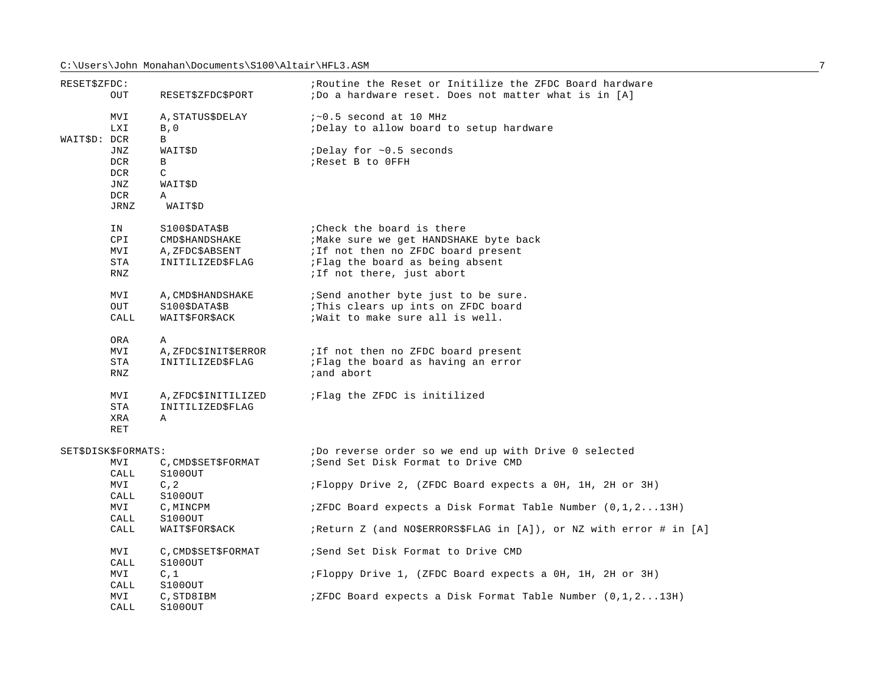```
RESET$ZFDC:                             ;Routine the Reset or Initilize the ZFDC Board hardware
        OUT     RESET$ZFDC$PORT         ;Do a hardware reset. Does not matter what is in [A]

        MVI     A,STATUS$DELAY          ;~0.5 second at 10 MHz
        LXI     B,0                     ;Delay to allow board to setup hardware
WAIT$D: DCR     B
        JNZ     WAIT$D                  ;Delay for ~0.5 seconds
        DCR     B                       ;Reset B to 0FFH
        DCR     C
        JNZ     WAIT$D
        DCR     A
        JRNZ     WAIT$D

        IN      S100$DATA$B             ;Check the board is there
        CPI     CMD$HANDSHAKE           ;Make sure we get HANDSHAKE byte back
        MVI     A,ZFDC$ABSENT           ;If not then no ZFDC board present
        STA     INITILIZED$FLAG         ;Flag the board as being absent
        RNZ                             ;If not there, just abort

        MVI     A,CMD$HANDSHAKE         ;Send another byte just to be sure.
        OUT     S100$DATA$B             ;This clears up ints on ZFDC board
        CALL    WAIT$FOR$ACK            ;Wait to make sure all is well.

        ORA     A
        MVI     A,ZFDC$INIT$ERROR       ;If not then no ZFDC board present
        STA     INITILIZED$FLAG         ;Flag the board as having an error
        RNZ                             ;and abort

        MVI     A,ZFDC$INITILIZED       ;Flag the ZFDC is initilized
        STA     INITILIZED$FLAG
        XRA     A
        RET

SET$DISK$FORMATS:                       ;Do reverse order so we end up with Drive 0 selected
        MVI     C,CMD$SET$FORMAT        ;Send Set Disk Format to Drive CMD
        CALL    S100OUT
        MVI     C,2                     ;Floppy Drive 2, (ZFDC Board expects a 0H, 1H, 2H or 3H)
        CALL    S100OUT
        MVI     C,MINCPM                ;ZFDC Board expects a Disk Format Table Number (0,1,2...13H)
        CALL    S100OUT
        CALL    WAIT$FOR$ACK            ;Return Z (and NO$ERRORS$FLAG in [A]), or NZ with error # in [A]

        MVI     C,CMD$SET$FORMAT        ;Send Set Disk Format to Drive CMD
        CALL    S100OUT
        MVI     C,1                     ;Floppy Drive 1, (ZFDC Board expects a 0H, 1H, 2H or 3H)
        CALL    S100OUT
        MVI     C,STD8IBM               ;ZFDC Board expects a Disk Format Table Number (0,1,2...13H)
        CALL    S100OUT
```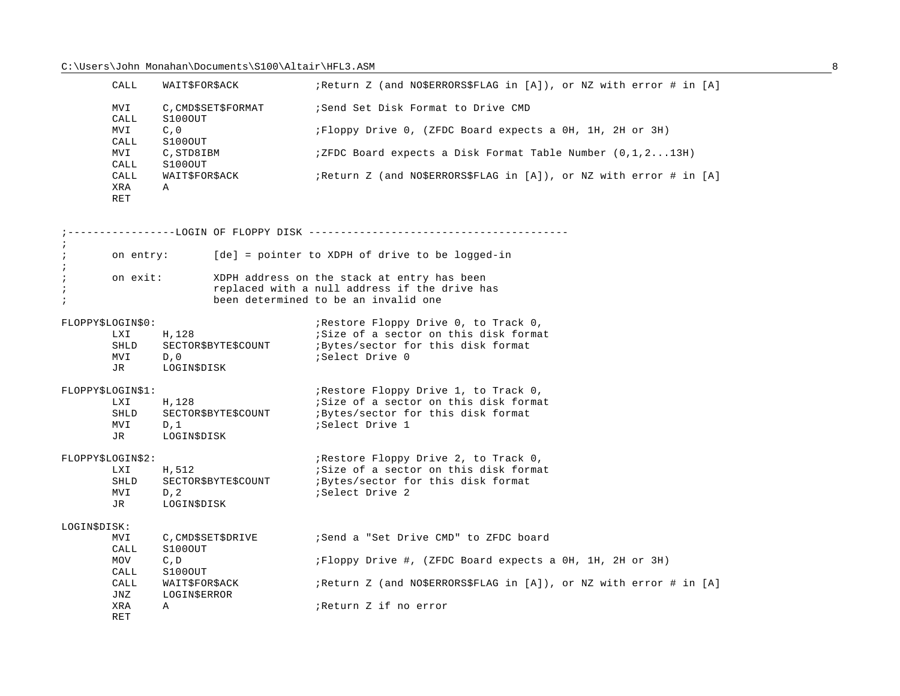```
        CALL    WAIT$FOR$ACK            ;Return Z (and NO$ERRORS$FLAG in [A]), or NZ with error # in [A]

        MVI     C,CMD$SET$FORMAT        ;Send Set Disk Format to Drive CMD
        CALL    S100OUT
        MVI     C,0                     ;Floppy Drive 0, (ZFDC Board expects a 0H, 1H, 2H or 3H)
        CALL    S100OUT
        MVI     C,STD8IBM               ;ZFDC Board expects a Disk Format Table Number (0,1,2...13H)
        CALL    S100OUT
        CALL    WAIT$FOR$ACK            ;Return Z (and NO$ERRORS$FLAG in [A]), or NZ with error # in [A]
        XRA     A
        RET


;-----------------LOGIN OF FLOPPY DISK ----------------------------------------
;
;       on entry:       [de] = pointer to XDPH of drive to be logged-in
;
;       on exit:        XDPH address on the stack at entry has been
;                       replaced with a null address if the drive has
;                       been determined to be an invalid one

FLOPPY$LOGIN$0:                         ;Restore Floppy Drive 0, to Track 0,
        LXI     H,128                   ;Size of a sector on this disk format
        SHLD    SECTOR$BYTE$COUNT       ;Bytes/sector for this disk format
        MVI     D,0                     ;Select Drive 0
        JR      LOGIN$DISK

FLOPPY$LOGIN$1:                         ;Restore Floppy Drive 1, to Track 0,
        LXI     H,128                   ;Size of a sector on this disk format
        SHLD    SECTOR$BYTE$COUNT       ;Bytes/sector for this disk format
        MVI     D,1                     ;Select Drive 1
        JR      LOGIN$DISK

FLOPPY$LOGIN$2:                         ;Restore Floppy Drive 2, to Track 0,
        LXI     H,512                   ;Size of a sector on this disk format
        SHLD    SECTOR$BYTE$COUNT       ;Bytes/sector for this disk format
        MVI     D,2                     ;Select Drive 2
        JR      LOGIN$DISK

LOGIN$DISK:
        MVI     C,CMD$SET$DRIVE         ;Send a "Set Drive CMD" to ZFDC board
        CALL    S100OUT
        MOV     C,D                     ;Floppy Drive #, (ZFDC Board expects a 0H, 1H, 2H or 3H)
        CALL    S100OUT
        CALL    WAIT$FOR$ACK            ;Return Z (and NO$ERRORS$FLAG in [A]), or NZ with error # in [A]
        JNZ     LOGIN$ERROR
        XRA     A                       ;Return Z if no error
        RET
```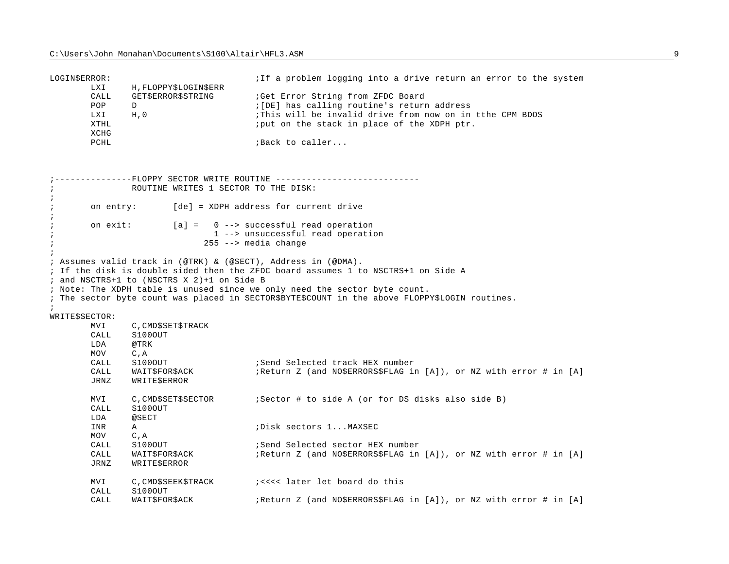```
LOGIN$ERROR:                            ;If a problem logging into a drive return an error to the system
        LXI     H,FLOPPY$LOGIN$ERR
        CALL    GET$ERROR$STRING        ;Get Error String from ZFDC Board
        POP     D                       ;[DE] has calling routine's return address
        LXI     H,0                     ;This will be invalid drive from now on in tthe CPM BDOS
        XTHL                            ;put on the stack in place of the XDPH ptr.
        XCHG
        PCHL                            ;Back to caller...



;---------------FLOPPY SECTOR WRITE ROUTINE ----------------------------
;               ROUTINE WRITES 1 SECTOR TO THE DISK:
;
;       on entry:       [de] = XDPH address for current drive
;
;       on exit:        [a] =   0 --> successful read operation
;                               1 --> unsuccessful read operation
;                             255 --> media change
;
; Assumes valid track in (@TRK) & (@SECT), Address in (@DMA).
; If the disk is double sided then the ZFDC board assumes 1 to NSCTRS+1 on Side A
; and NSCTRS+1 to (NSCTRS X 2)+1 on Side B
; Note: The XDPH table is unused since we only need the sector byte count.
; The sector byte count was placed in SECTOR$BYTE$COUNT in the above FLOPPY$LOGIN routines.
;
WRITE$SECTOR:
        MVI     C,CMD$SET$TRACK
        CALL    S100OUT
        LDA     @TRK
        MOV     C,A
        CALL    S100OUT                 ;Send Selected track HEX number
        CALL    WAIT$FOR$ACK            ;Return Z (and NO$ERRORS$FLAG in [A]), or NZ with error # in [A]
        JRNZ    WRITE$ERROR

        MVI     C,CMD$SET$SECTOR        ;Sector # to side A (or for DS disks also side B)
        CALL    S100OUT
        LDA     @SECT
        INR     A                       ;Disk sectors 1...MAXSEC
        MOV     C,A
        CALL    S100OUT                 ;Send Selected sector HEX number
        CALL    WAIT$FOR$ACK            ;Return Z (and NO$ERRORS$FLAG in [A]), or NZ with error # in [A]
        JRNZ    WRITE$ERROR

        MVI     C,CMD$SEEK$TRACK        ;<<<< later let board do this
        CALL    S100OUT
        CALL    WAIT$FOR$ACK            ;Return Z (and NO$ERRORS$FLAG in [A]), or NZ with error # in [A]
```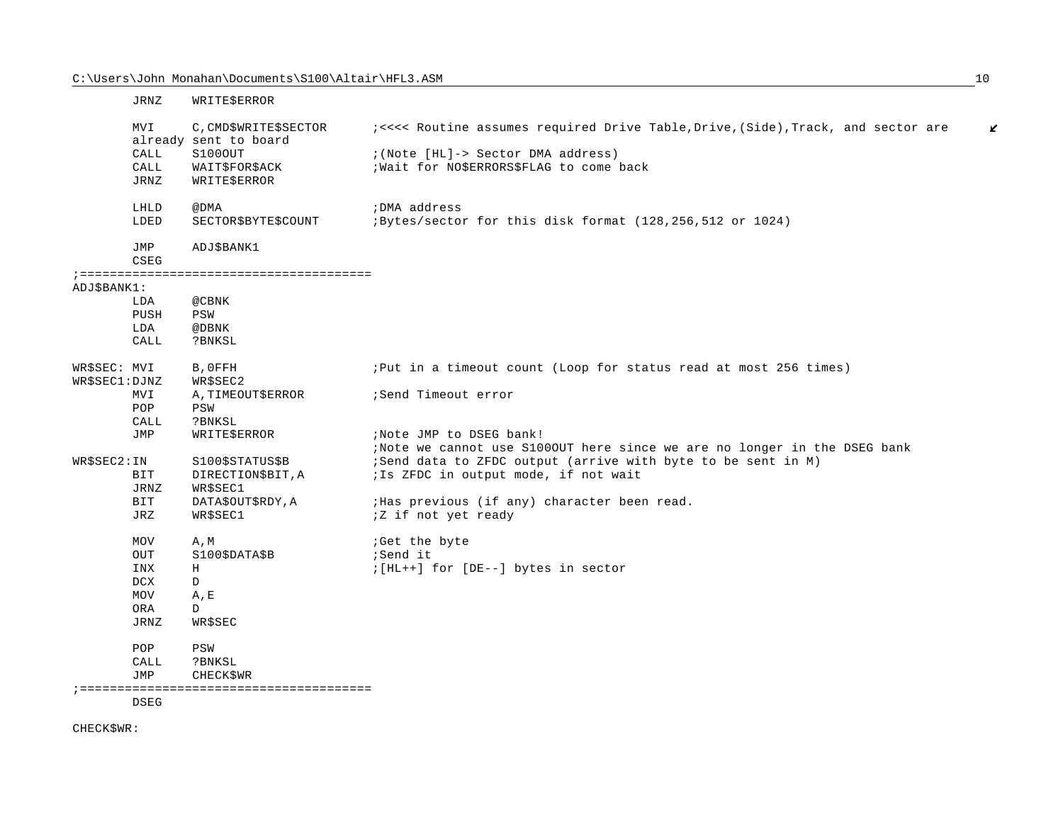```
        JRNZ    WRITE$ERROR

        MVI     C,CMD$WRITE$SECTOR      ;<<<< Routine assumes required Drive Table,Drive,(Side),Track, and sector are
        already sent to board
        CALL    S100OUT                 ;(Note [HL]-> Sector DMA address)
        CALL    WAIT$FOR$ACK            ;Wait for NO$ERRORS$FLAG to come back
        JRNZ    WRITE$ERROR

        LHLD    @DMA                    ;DMA address
        LDED    SECTOR$BYTE$COUNT       ;Bytes/sector for this disk format (128,256,512 or 1024)

        JMP     ADJ$BANK1
        CSEG
;=====================================
ADJ$BANK1:
        LDA     @CBNK
        PUSH    PSW
        LDA     @DBNK
        CALL    ?BNKSL

WR$SEC: MVI     B,0FFH                  ;Put in a timeout count (Loop for status read at most 256 times)
WR$SEC1:DJNZ    WR$SEC2
        MVI     A,TIMEOUT$ERROR         ;Send Timeout error
        POP     PSW
        CALL    ?BNKSL
        JMP     WRITE$ERROR             ;Note JMP to DSEG bank!
                                        ;Note we cannot use S100OUT here since we are no longer in the DSEG bank
WR$SEC2:IN      S100$STATUS$B           ;Send data to ZFDC output (arrive with byte to be sent in M)
        BIT     DIRECTION$BIT,A         ;Is ZFDC in output mode, if not wait
        JRNZ    WR$SEC1
        BIT     DATA$OUT$RDY,A          ;Has previous (if any) character been read.
        JRZ     WR$SEC1                 ;Z if not yet ready

        MOV     A,M                     ;Get the byte
        OUT     S100$DATA$B             ;Send it
        INX     H                       ;[HL++] for [DE--] bytes in sector
        DCX     D
        MOV     A,E
        ORA     D
        JRNZ    WR$SEC

        POP     PSW
        CALL    ?BNKSL
        JMP     CHECK$WR
;=====================================
        DSEG

CHECK$WR:
```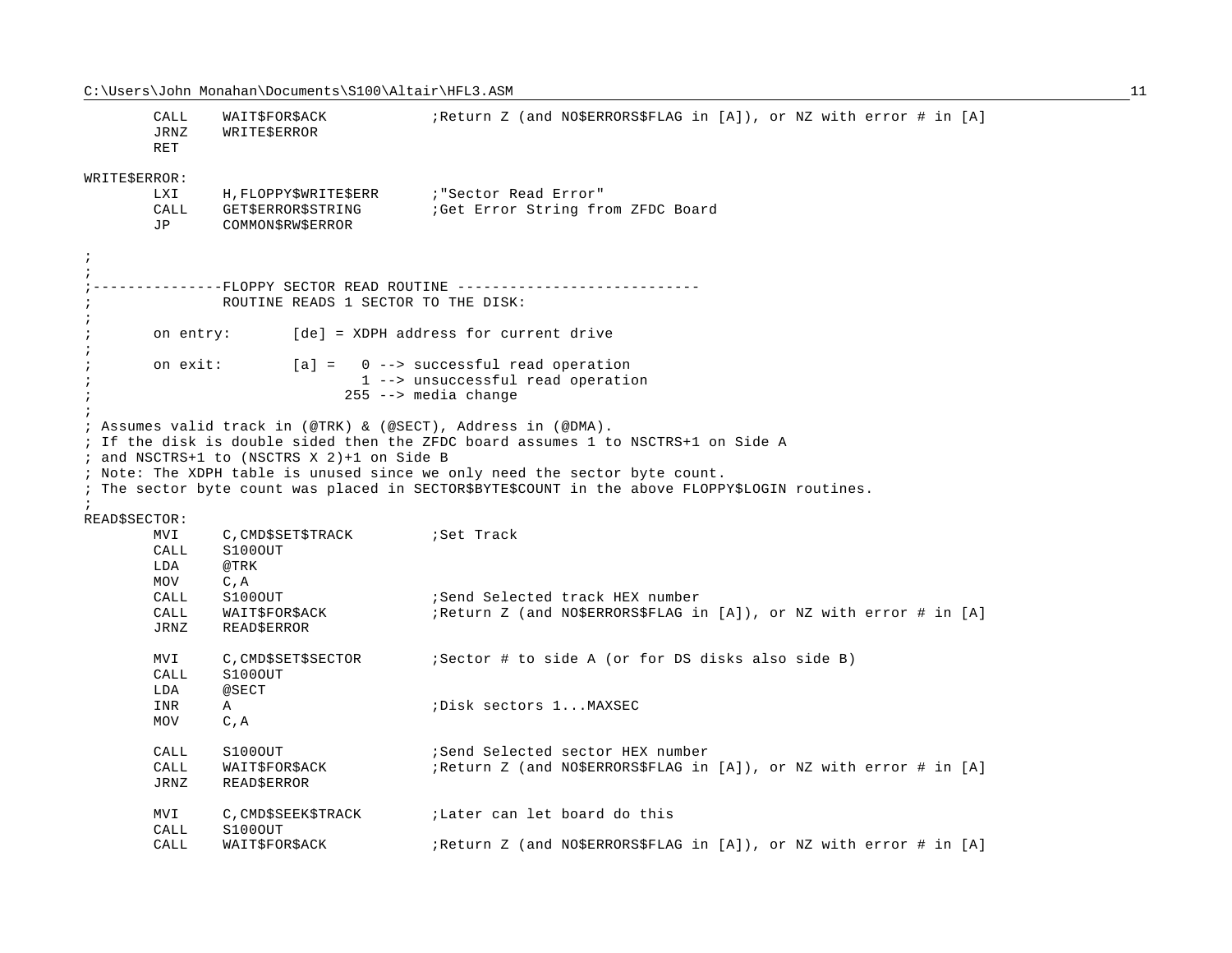```
        CALL    WAIT$FOR$ACK            ;Return Z (and NO$ERRORS$FLAG in [A]), or NZ with error # in [A]
        JRNZ    WRITE$ERROR
        RET

WRITE$ERROR:
        LXI     H,FLOPPY$WRITE$ERR      ;"Sector Read Error"
        CALL    GET$ERROR$STRING        ;Get Error String from ZFDC Board
        JP      COMMON$RW$ERROR

;
;
;---------------FLOPPY SECTOR READ ROUTINE ----------------------------
;               ROUTINE READS 1 SECTOR TO THE DISK:
;
;       on entry:       [de] = XDPH address for current drive
;
;       on exit:        [a] =   0 --> successful read operation
;                               1 --> unsuccessful read operation
;                             255 --> media change
;
; Assumes valid track in (@TRK) & (@SECT), Address in (@DMA).
; If the disk is double sided then the ZFDC board assumes 1 to NSCTRS+1 on Side A
; and NSCTRS+1 to (NSCTRS X 2)+1 on Side B
; Note: The XDPH table is unused since we only need the sector byte count.
; The sector byte count was placed in SECTOR$BYTE$COUNT in the above FLOPPY$LOGIN routines.
;
READ$SECTOR:
        MVI     C,CMD$SET$TRACK         ;Set Track
        CALL    S100OUT
        LDA     @TRK
        MOV     C,A
        CALL    S100OUT                 ;Send Selected track HEX number
        CALL    WAIT$FOR$ACK            ;Return Z (and NO$ERRORS$FLAG in [A]), or NZ with error # in [A]
        JRNZ    READ$ERROR

        MVI     C,CMD$SET$SECTOR        ;Sector # to side A (or for DS disks also side B)
        CALL    S100OUT
        LDA     @SECT
        INR     A                       ;Disk sectors 1...MAXSEC
        MOV     C,A

        CALL    S100OUT                 ;Send Selected sector HEX number
        CALL    WAIT$FOR$ACK            ;Return Z (and NO$ERRORS$FLAG in [A]), or NZ with error # in [A]
        JRNZ    READ$ERROR

        MVI     C,CMD$SEEK$TRACK        ;Later can let board do this
        CALL    S100OUT
        CALL    WAIT$FOR$ACK            ;Return Z (and NO$ERRORS$FLAG in [A]), or NZ with error # in [A]
```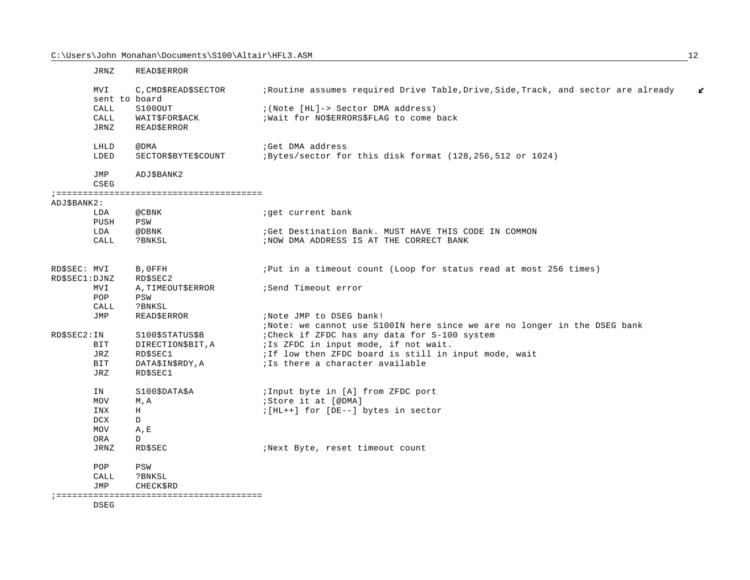```
        JRNZ    READ$ERROR

        MVI     C,CMD$READ$SECTOR       ;Routine assumes required Drive Table,Drive,Side,Track, and sector are already
        sent to board
        CALL    S100OUT                 ;(Note [HL]-> Sector DMA address)
        CALL    WAIT$FOR$ACK            ;Wait for NO$ERRORS$FLAG to come back
        JRNZ    READ$ERROR

        LHLD    @DMA                    ;Get DMA address
        LDED    SECTOR$BYTE$COUNT       ;Bytes/sector for this disk format (128,256,512 or 1024)

        JMP     ADJ$BANK2
        CSEG
;======================================
ADJ$BANK2:
        LDA     @CBNK                   ;get current bank
        PUSH    PSW
        LDA     @DBNK                   ;Get Destination Bank. MUST HAVE THIS CODE IN COMMON
        CALL    ?BNKSL                  ;NOW DMA ADDRESS IS AT THE CORRECT BANK


RD$SEC: MVI     B,0FFH                  ;Put in a timeout count (Loop for status read at most 256 times)
RD$SEC1:DJNZ    RD$SEC2
        MVI     A,TIMEOUT$ERROR         ;Send Timeout error
        POP     PSW
        CALL    ?BNKSL
        JMP     READ$ERROR              ;Note JMP to DSEG bank!
                                        ;Note: we cannot use S100IN here since we are no longer in the DSEG bank
RD$SEC2:IN      S100$STATUS$B           ;Check if ZFDC has any data for S-100 system
        BIT     DIRECTION$BIT,A         ;Is ZFDC in input mode, if not wait.
        JRZ     RD$SEC1                 ;If low then ZFDC board is still in input mode, wait
        BIT     DATA$IN$RDY,A           ;Is there a character available
        JRZ     RD$SEC1

        IN      S100$DATA$A             ;Input byte in [A] from ZFDC port
        MOV     M,A                     ;Store it at [@DMA]
        INX     H                       ;[HL++] for [DE--] bytes in sector
        DCX     D
        MOV     A,E
        ORA     D
        JRNZ    RD$SEC                  ;Next Byte, reset timeout count

        POP     PSW
        CALL    ?BNKSL
        JMP     CHECK$RD
;======================================
        DSEG
```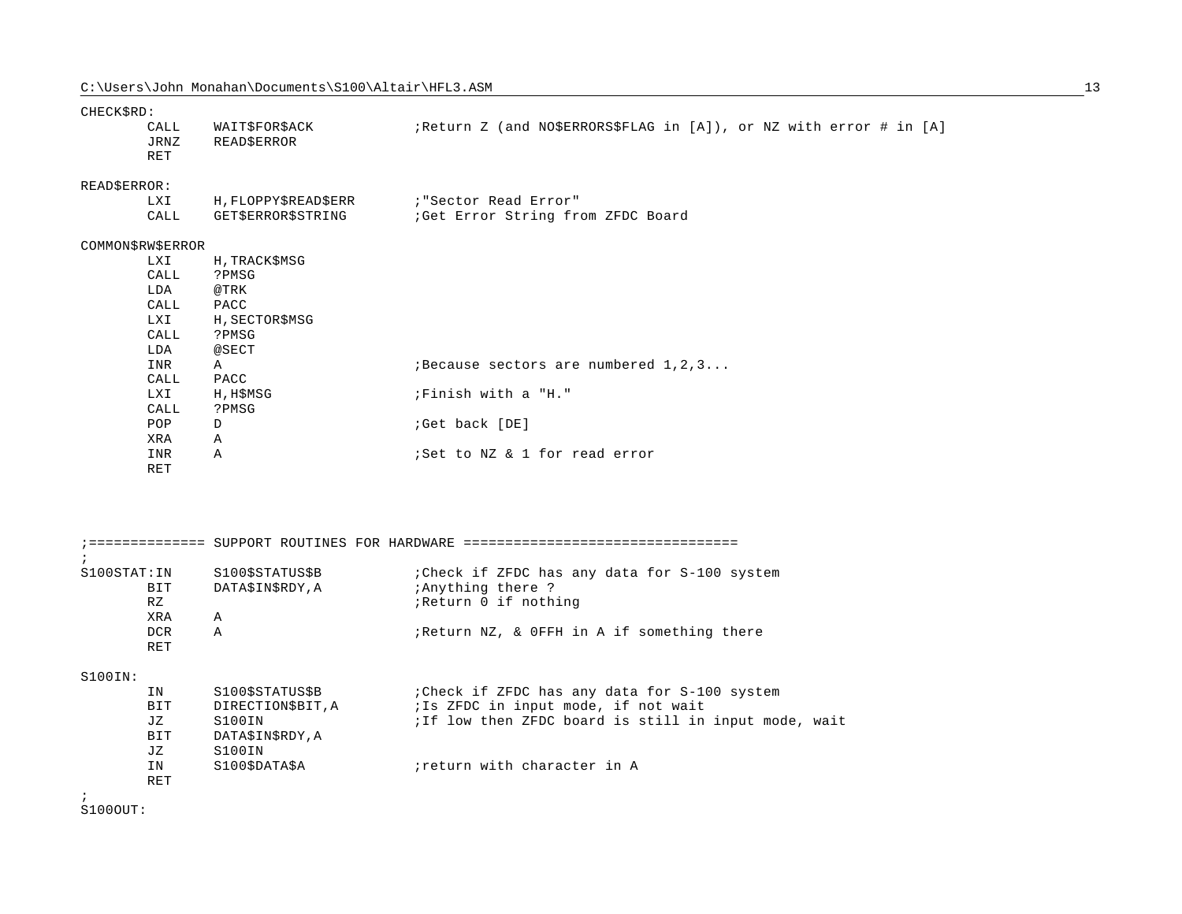```
CHECK$RD:
        CALL    WAIT$FOR$ACK            ;Return Z (and NO$ERRORS$FLAG in [A]), or NZ with error # in [A]
        JRNZ    READ$ERROR
        RET

READ$ERROR:
        LXI     H,FLOPPY$READ$ERR       ;"Sector Read Error"
        CALL    GET$ERROR$STRING        ;Get Error String from ZFDC Board

COMMON$RW$ERROR
        LXI     H,TRACK$MSG
        CALL    ?PMSG
        LDA     @TRK
        CALL    PACC
        LXI     H,SECTOR$MSG
        CALL    ?PMSG
        LDA     @SECT
        INR     A                       ;Because sectors are numbered 1,2,3...
        CALL    PACC
        LXI     H,H$MSG                 ;Finish with a "H."
        CALL    ?PMSG
        POP     D                       ;Get back [DE]
        XRA     A
        INR     A                       ;Set to NZ & 1 for read error
        RET



;============== SUPPORT ROUTINES FOR HARDWARE ================================
;
S100STAT:IN     S100$STATUS$B           ;Check if ZFDC has any data for S-100 system
        BIT     DATA$IN$RDY,A           ;Anything there ?
        RZ                              ;Return 0 if nothing
        XRA     A
        DCR     A                       ;Return NZ, & 0FFH in A if something there
        RET

S100IN:
        IN      S100$STATUS$B           ;Check if ZFDC has any data for S-100 system
        BIT     DIRECTION$BIT,A         ;Is ZFDC in input mode, if not wait
        JZ      S100IN                  ;If low then ZFDC board is still in input mode, wait
        BIT     DATA$IN$RDY,A
        JZ      S100IN
        IN      S100$DATA$A             ;return with character in A
        RET
;
S100OUT:
```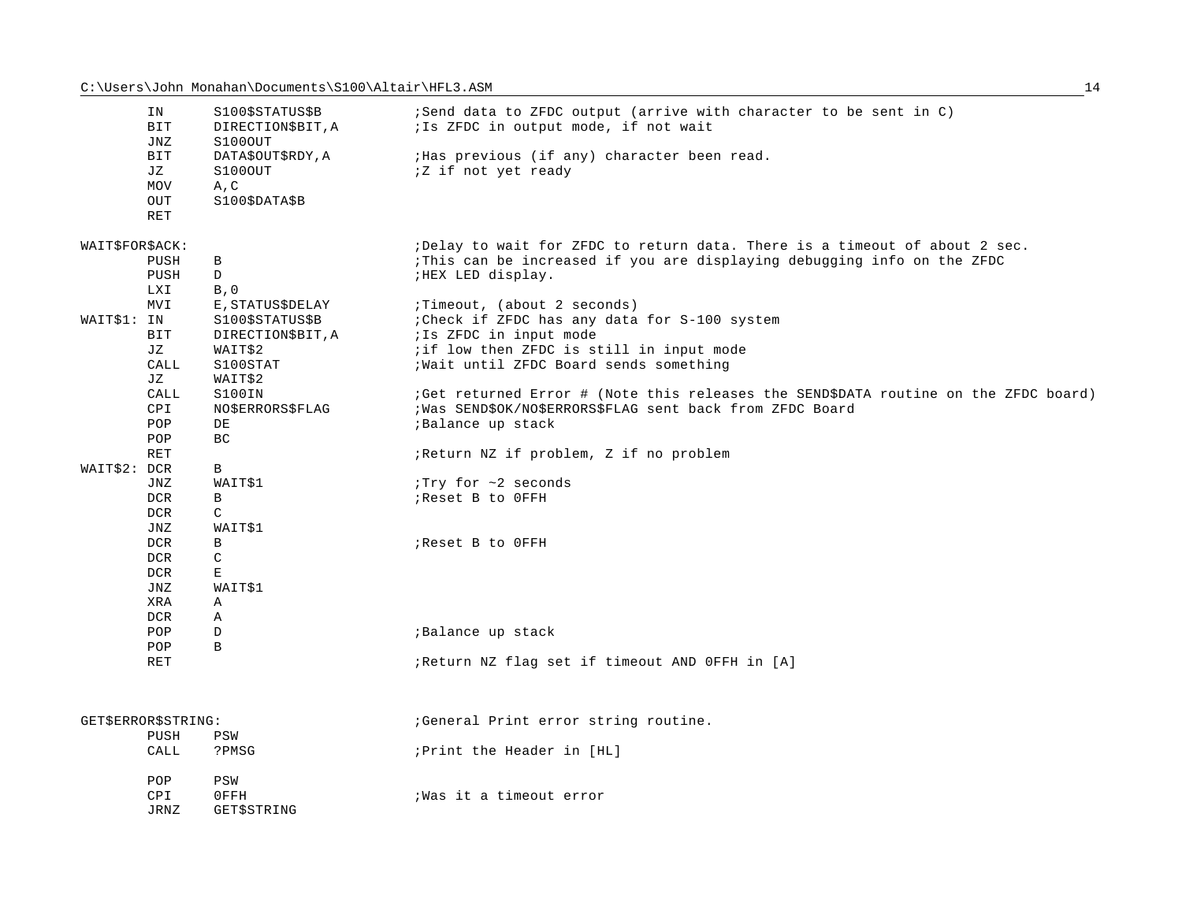```
        IN      S100$STATUS$B           ;Send data to ZFDC output (arrive with character to be sent in C)
        BIT     DIRECTION$BIT,A         ;Is ZFDC in output mode, if not wait
        JNZ     S100OUT
        BIT     DATA$OUT$RDY,A          ;Has previous (if any) character been read.
        JZ      S100OUT                 ;Z if not yet ready
        MOV     A,C
        OUT     S100$DATA$B
        RET

WAIT$FOR$ACK:                           ;Delay to wait for ZFDC to return data. There is a timeout of about 2 sec.
        PUSH    B                       ;This can be increased if you are displaying debugging info on the ZFDC
        PUSH    D                       ;HEX LED display.
        LXI     B,0
        MVI     E,STATUS$DELAY          ;Timeout, (about 2 seconds)
WAIT$1: IN      S100$STATUS$B           ;Check if ZFDC has any data for S-100 system
        BIT     DIRECTION$BIT,A         ;Is ZFDC in input mode
        JZ      WAIT$2                  ;if low then ZFDC is still in input mode
        CALL    S100STAT                ;Wait until ZFDC Board sends something
        JZ      WAIT$2
        CALL    S100IN                  ;Get returned Error # (Note this releases the SEND$DATA routine on the ZFDC board)
        CPI     NO$ERRORS$FLAG          ;Was SEND$OK/NO$ERRORS$FLAG sent back from ZFDC Board
        POP     DE                      ;Balance up stack
        POP     BC
        RET                             ;Return NZ if problem, Z if no problem
WAIT$2: DCR     B
        JNZ     WAIT$1                  ;Try for ~2 seconds
        DCR     B                       ;Reset B to 0FFH
        DCR     C
        JNZ     WAIT$1
        DCR     B                       ;Reset B to 0FFH
        DCR     C
        DCR     E
        JNZ     WAIT$1
        XRA     A
        DCR     A
        POP     D                       ;Balance up stack
        POP     B
        RET                             ;Return NZ flag set if timeout AND 0FFH in [A]



GET$ERROR$STRING:                       ;General Print error string routine.
        PUSH    PSW
        CALL    ?PMSG                   ;Print the Header in [HL]

        POP     PSW
        CPI     0FFH                    ;Was it a timeout error
        JRNZ    GET$STRING
```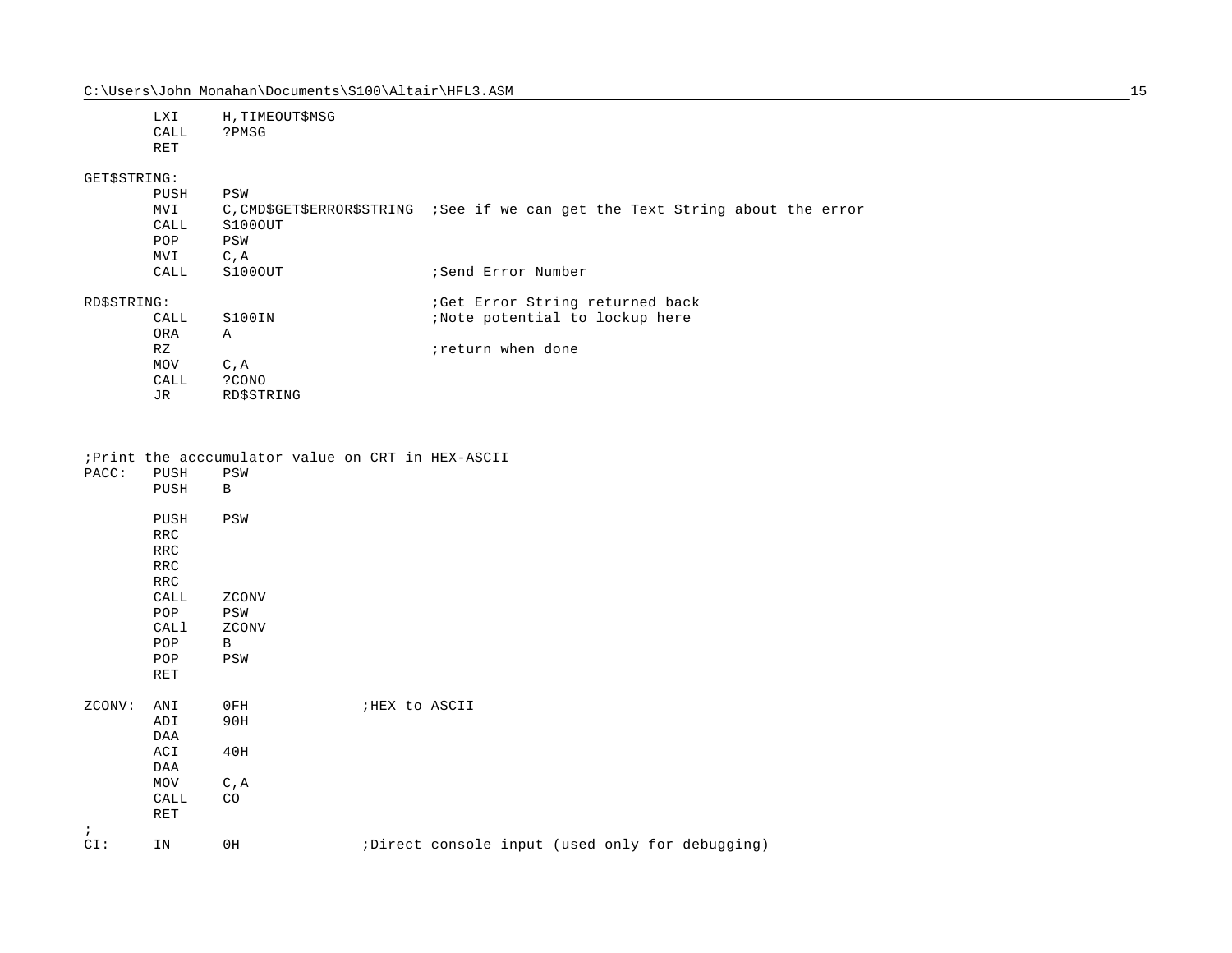```
        LXI     H,TIMEOUT$MSG
        CALL    ?PMSG
        RET

GET$STRING:
        PUSH    PSW
        MVI     C,CMD$GET$ERROR$STRING  ;See if we can get the Text String about the error
        CALL    S100OUT
        POP     PSW
        MVI     C,A
        CALL    S100OUT                 ;Send Error Number

RD$STRING:                              ;Get Error String returned back
        CALL    S100IN                  ;Note potential to lockup here
        ORA     A
        RZ                              ;return when done
        MOV     C,A
        CALL    ?CONO
        JR      RD$STRING



;Print the acccumulator value on CRT in HEX-ASCII
PACC:   PUSH    PSW
        PUSH    B

        PUSH    PSW
        RRC
        RRC
        RRC
        RRC
        CALL    ZCONV
        POP     PSW
        CALl    ZCONV
        POP     B
        POP     PSW
        RET

ZCONV:  ANI     0FH             ;HEX to ASCII
        ADI     90H
        DAA
        ACI     40H
        DAA
        MOV     C,A
        CALL    CO
        RET
;
CI:     IN      0H              ;Direct console input (used only for debugging)
```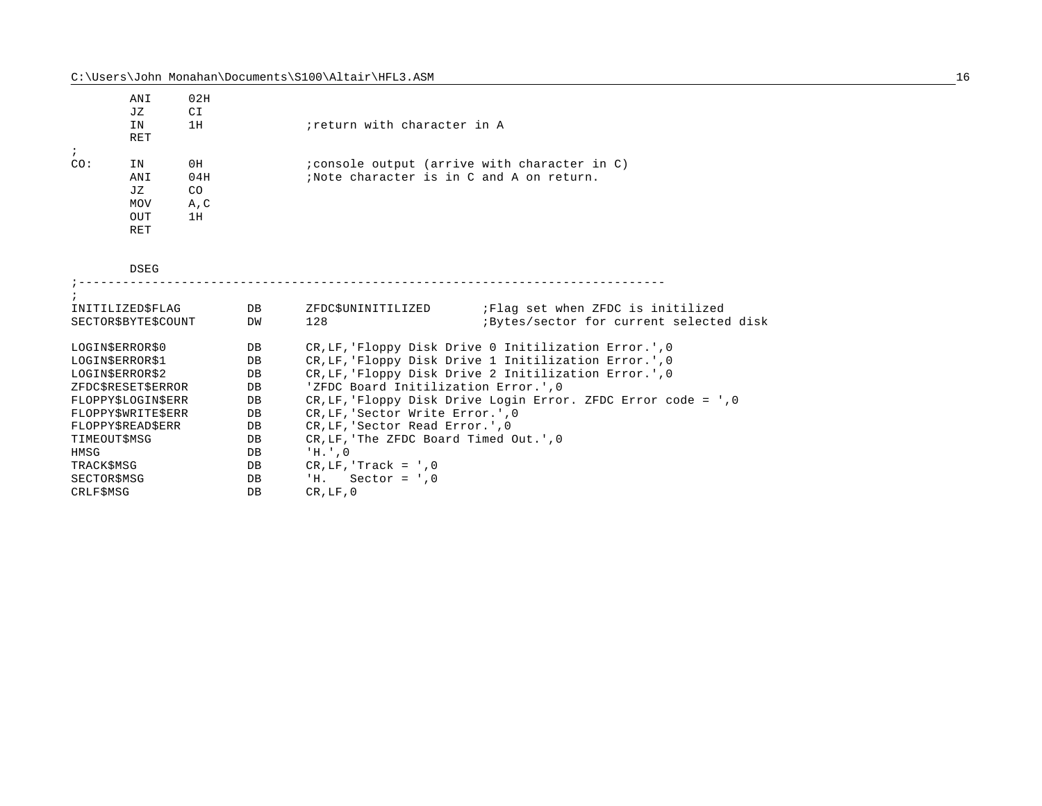```
        ANI     02H
        JZ      CI
        IN      1H              ;return with character in A
        RET
;
CO:     IN      0H              ;console output (arrive with character in C)
        ANI     04H             ;Note character is in C and A on return.
        JZ      CO
        MOV     A,C
        OUT     1H
        RET


        DSEG
;--------------------------------------------------------------------------------
;
INITILIZED$FLAG         DB      ZFDC$UNINITILIZED       ;Flag set when ZFDC is initilized
SECTOR$BYTE$COUNT       DW      128                     ;Bytes/sector for current selected disk

LOGIN$ERROR$0           DB      CR,LF,'Floppy Disk Drive 0 Initilization Error.',0
LOGIN$ERROR$1           DB      CR,LF,'Floppy Disk Drive 1 Initilization Error.',0
LOGIN$ERROR$2           DB      CR,LF,'Floppy Disk Drive 2 Initilization Error.',0
ZFDC$RESET$ERROR        DB      'ZFDC Board Initilization Error.',0
FLOPPY$LOGIN$ERR        DB      CR,LF,'Floppy Disk Drive Login Error. ZFDC Error code = ',0
FLOPPY$WRITE$ERR        DB      CR,LF,'Sector Write Error.',0
FLOPPY$READ$ERR         DB      CR,LF,'Sector Read Error.',0
TIMEOUT$MSG             DB      CR,LF,'The ZFDC Board Timed Out.',0
HMSG                    DB      'H.',0
TRACK$MSG               DB      CR,LF,'Track = ',0
SECTOR$MSG              DB      'H.   Sector = ',0
CRLF$MSG                DB      CR,LF,0
```